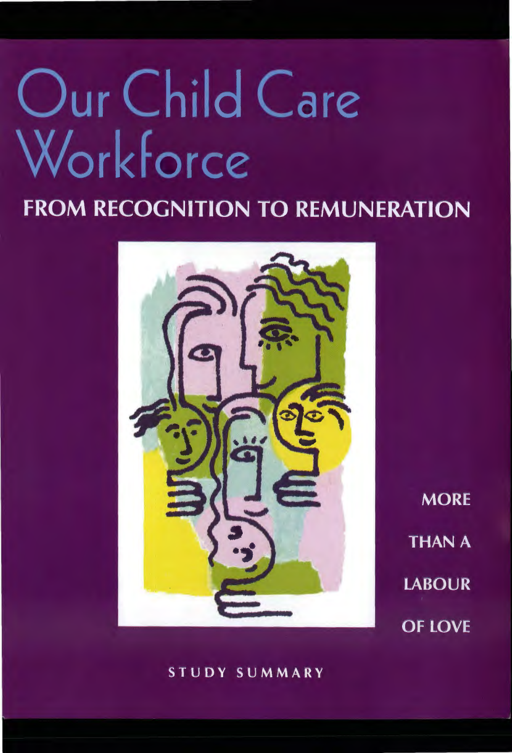# Our Child Care Workforce

## FROM RECOGNITION TO REMUNERATION

MORE THAN A LABOUR OF LOVE

STUDY SUMMARY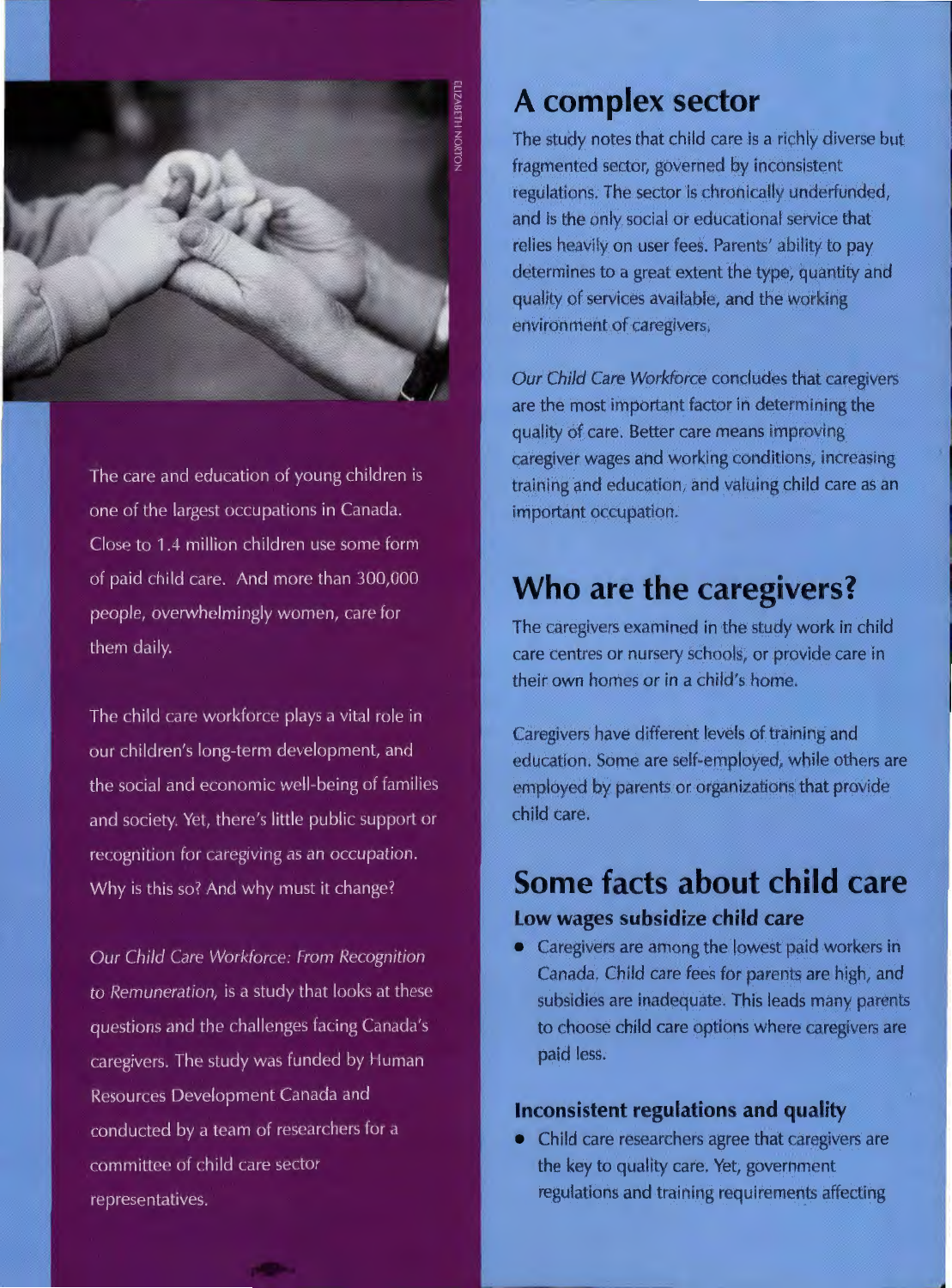The care and education of young children is one of the largest occupations in Canada. Close to 1.4 million children use some form of paid child care. And more than 300,000 people, overwhelmingly women, care for them daily.

The child care workforce plays a vital role in our children's long-term development, and the social and economic well-being of families and society. Yet, there's little public support or recognition for caregiving as an occupation. Why is this so? And why must it change?

*Our Child Care Workforce: From Recognition to Remuneration,* is a study that looks at these questions and the challenges facing Canada's caregivers. The study was funded by Human Resources Development Canada and conducted by a team of researchers for a committee of child care sector representatives.

## A complex sector

The study notes that child care is a richly diverse but fragmented sector, governed by inconsistent regulations. The sector is chronically underfunded, and is the only social or educational service that relies heavily on user fees. Parents' ability to pay determines to a great extent the type, quantity and quality of services available, and the working environment of caregivers.

*Our Child Care Workforce* concludes that caregivers are the most important factor in determining the quality of care. Better care means improving caregiver wages and working conditions, increasing training and education, and valuing child care as an important occupation.

## Who are the caregivers?

The caregivers examined in the study work in child care centres or nursery schools, or provide care in their own homes or in a child's home.

Caregivers have different levels of training and education. Some are self-employed, while others are employed by parents or organizations that provide child care.

## Some facts about child care

### Low wages subsidize child care

- Caregivers are among the lowest paid workers in Canada. Child care fees for parents are high, and subsidies are inadequate. This leads many parents to choose child care options where caregivers are paid less.

### Inconsistent regulations and quality

- Child care researchers agree that caregivers are the key to quality care. Yet, government regulations and training requirements affecting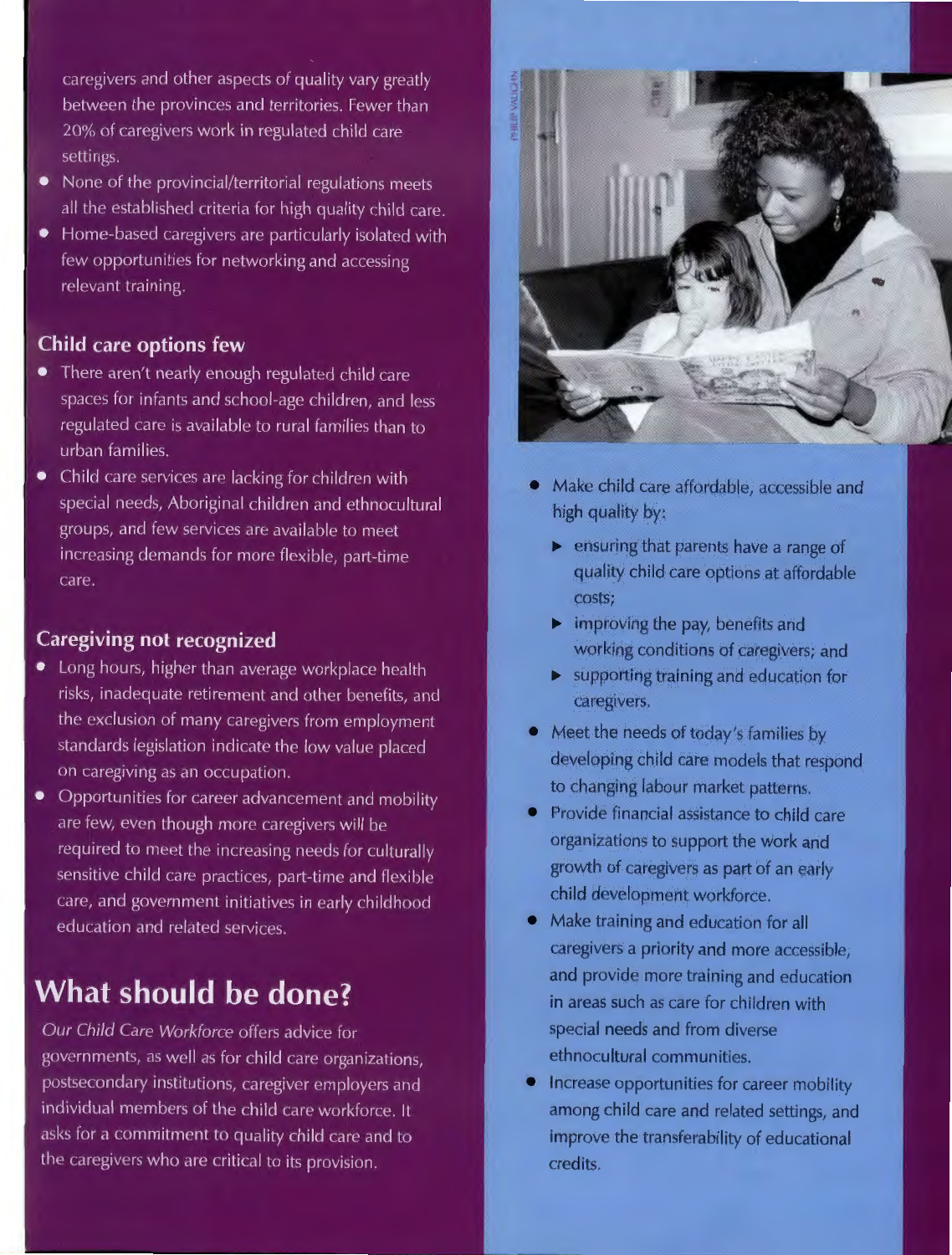caregivers and other aspects of quality vary greatly between the provinces and territories. Fewer than 20% of caregivers work in regulated child care settings.

- None of the provincial/territorial regulations meets all the established criteria for high quality child care.
- Home-based caregivers are particularly isolated with few opportunities for networking and accessing relevant training.

### Child care options few

- There aren't nearly enough regulated child care spaces for infants and school-age children, and less regulated care is available to rural families than to urban families.
- Child care services are lacking for children with special needs, Aboriginal children and ethnocultural groups, and few services are available to meet increasing demands for more flexible, part-time care.

### Caregiving not recognized

- Long hours, higher than average workplace health risks, inadequate retirement and other benefits, and the exclusion of many caregivers from employment standards legislation indicate the low value placed on caregiving as an occupation.
- Opportunities for career advancement and mobility are few, even though more caregivers will be required to meet the increasing needs for culturally sensitive child care practices, part-time and flexible care, and government initiatives in early childhood education and related services.

## What should be done?

*Our Child Care Workforce* offers advice for governments, as well as for child care organizations, postsecondary institutions, caregiver employers and individual members of the child care workforce. It asks for a commitment to quality child care and to the caregivers who are critical to its provision.

- Make child care affordable, accessible and high quality by:
  - ensuring that parents have a range of quality child care options at affordable costs;
  - improving the pay, benefits and working conditions of caregivers; and
  - supporting training and education for caregivers.
- Meet the needs of today's families by developing child care models that respond to changing labour market patterns.
- Provide financial assistance to child care organizations to support the work and growth of caregivers as part of an early child development workforce.
- Make training and education for all caregivers a priority and more accessible, and provide more training and education in areas such as care for children with special needs and from diverse ethnocultural communities.
- Increase opportunities for career mobility among child care and related settings, and improve the transferability of educational credits.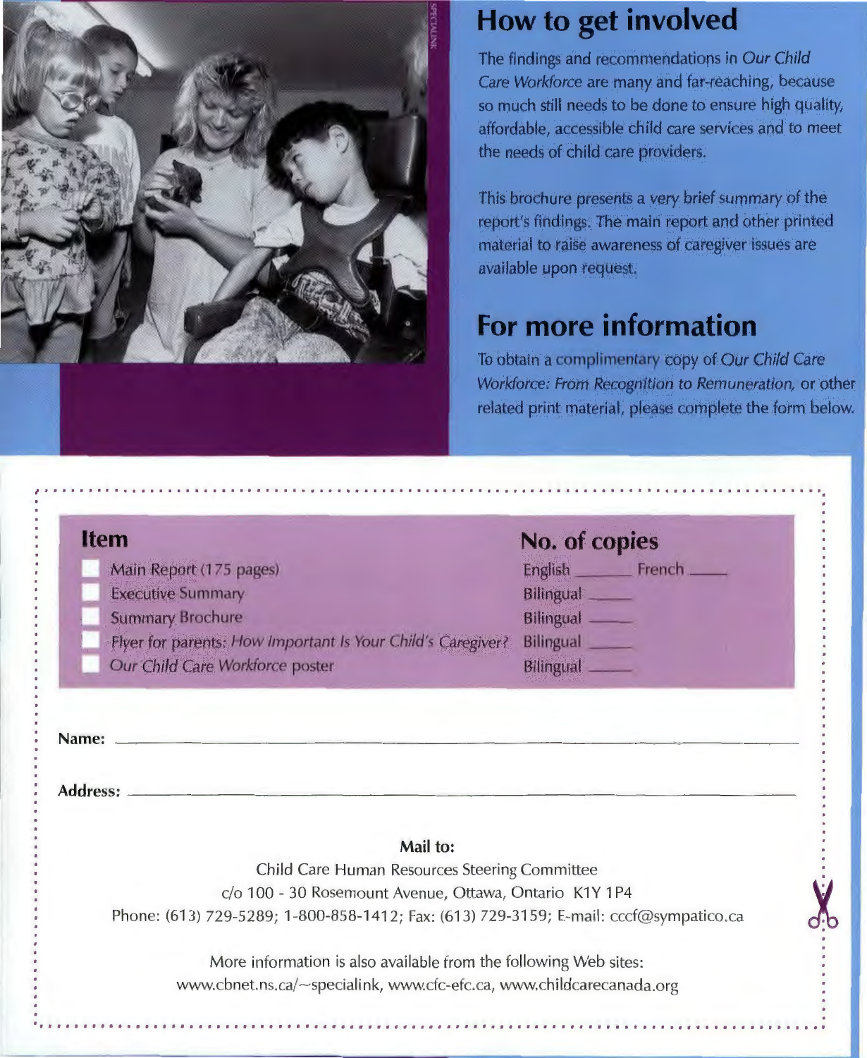## How to get involved

The findings and recommendations in *Our Child Care Workforce* are many and far-reaching, because so much still needs to be done to ensure high quality, affordable, accessible child care services and to meet the needs of child care providers.

This brochure presents a very brief summary of the report's findings. The main report and other printed material to raise awareness of caregiver issues are available upon request.

## For more information

To obtain a complimentary copy of *Our Child Care Workforce: From Recognition to Remuneration,* or other related print material, please complete the form below.

| Item | No. of copies |
| --- | --- |
| ☐ Main Report (175 pages) | English _____ French _____ |
| ☐ Executive Summary | Bilingual _____ |
| ☐ Summary Brochure | Bilingual _____ |
| ☐ Flyer for parents: *How Important Is Your Child's Caregiver?* | Bilingual _____ |
| ☐ *Our Child Care Workforce* poster | Bilingual _____ |

**Name:** ______________________________

**Address:** ______________________________

**Mail to:**

Child Care Human Resources Steering Committee
c/o 100 - 30 Rosemount Avenue, Ottawa, Ontario K1Y 1P4
Phone: (613) 729-5289; 1-800-858-1412; Fax: (613) 729-3159; E-mail: cccf@sympatico.ca

More information is also available from the following Web sites:
www.cbnet.ns.ca/~specialink, www.cfc-efc.ca, www.childcarecanada.org